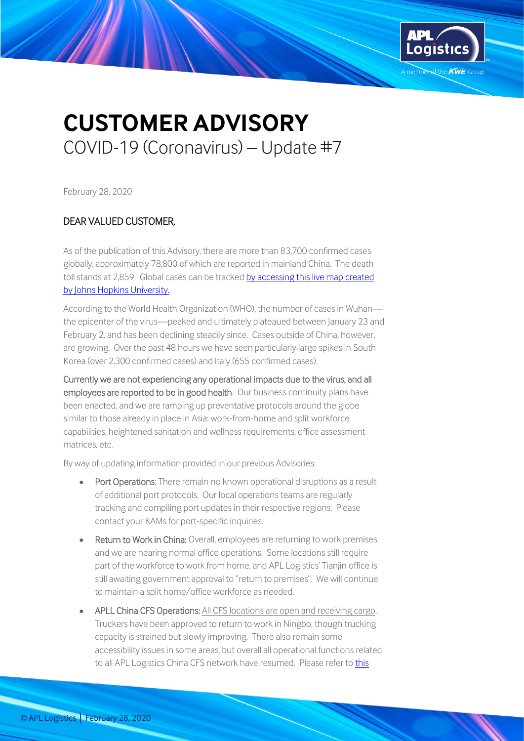# CUSTOMER ADVISORY

COVID-19 (Coronavirus) – Update #7

February 28, 2020

DEAR VALUED CUSTOMER,

As of the publication of this Advisory, there are more than 83,700 confirmed cases globally, approximately 78,800 of which are reported in mainland China. The death toll stands at 2,859. Global cases can be tracked [by accessing this live map created by Johns Hopkins University.]()

According to the World Health Organization (WHO), the number of cases in Wuhan—the epicenter of the virus—peaked and ultimately plateaued between January 23 and February 2, and has been declining steadily since. Cases outside of China, however, are growing. Over the past 48 hours we have seen particularly large spikes in South Korea (over 2,300 confirmed cases) and Italy (655 confirmed cases).

**Currently we are not experiencing any operational impacts due to the virus, and all employees are reported to be in good health**. Our business continuity plans have been enacted, and we are ramping up preventative protocols around the globe similar to those already in place in Asia: work-from-home and split workforce capabilities, heightened sanitation and wellness requirements, office assessment matrices, etc.

By way of updating information provided in our previous Advisories:

- **Port Operations**: There remain no known operational disruptions as a result of additional port protocols. Our local operations teams are regularly tracking and compiling port updates in their respective regions. Please contact your KAMs for port-specific inquiries.
- **Return to Work in China:** Overall, employees are returning to work premises and we are nearing normal office operations. Some locations still require part of the workforce to work from home, and APL Logistics' Tianjin office is still awaiting government approval to "return to premises". We will continue to maintain a split home/office workforce as needed.
- **APLL China CFS Operations:** All CFS locations are open and receiving cargo. Truckers have been approved to return to work in Ningbo, though trucking capacity is strained but slowly improving. There also remain some accessibility issues in some areas, but overall all operational functions related to all APL Logistics China CFS network have resumed. Please refer to [this]()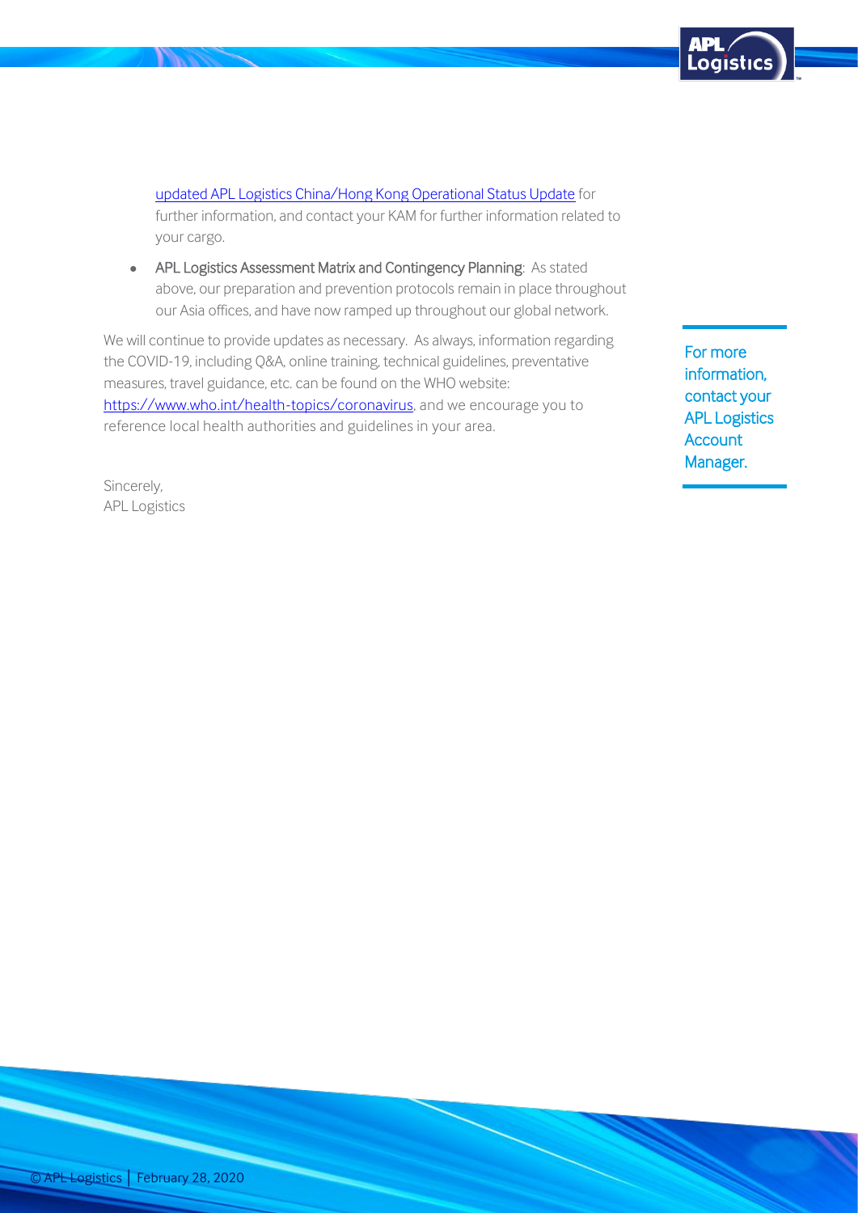[updated APL Logistics China/Hong Kong Operational Status Update](#) for further information, and contact your KAM for further information related to your cargo.

- APL Logistics Assessment Matrix and Contingency Planning: As stated above, our preparation and prevention protocols remain in place throughout our Asia offices, and have now ramped up throughout our global network.

We will continue to provide updates as necessary. As always, information regarding the COVID-19, including Q&A, online training, technical guidelines, preventative measures, travel guidance, etc. can be found on the WHO website: https://www.who.int/health-topics/coronavirus, and we encourage you to reference local health authorities and guidelines in your area.

Sincerely,
APL Logistics

For more information, contact your APL Logistics Account Manager.